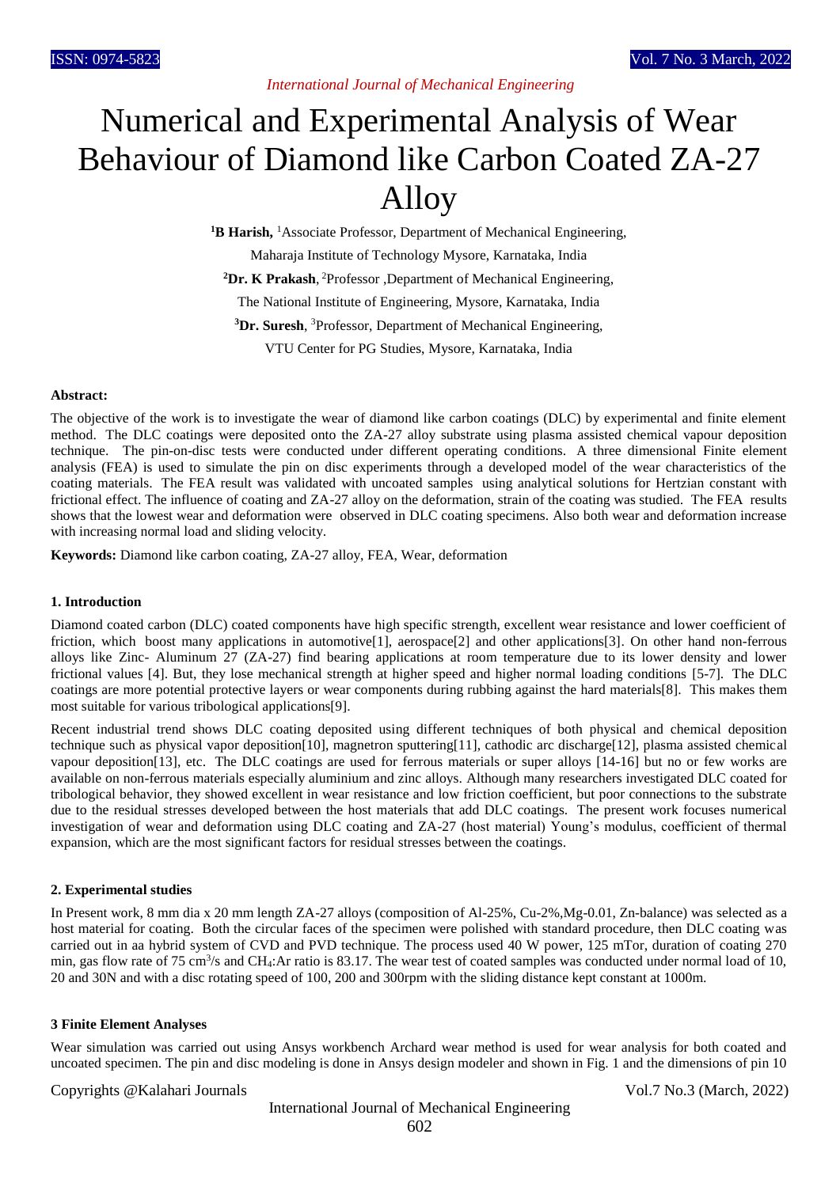# Numerical and Experimental Analysis of Wear Behaviour of Diamond like Carbon Coated ZA-27 Alloy

**[1]B Harish,** [1]Associate Professor, Department of Mechanical Engineering,

Maharaja Institute of Technology Mysore, Karnataka, India

**[2]Dr. K Prakash**, [2]Professor ,Department of Mechanical Engineering,

The National Institute of Engineering, Mysore, Karnataka, India

**[3]Dr. Suresh**, [3]Professor, Department of Mechanical Engineering,

VTU Center for PG Studies, Mysore, Karnataka, India

**Abstract:**

The objective of the work is to investigate the wear of diamond like carbon coatings (DLC) by experimental and finite element method. The DLC coatings were deposited onto the ZA-27 alloy substrate using plasma assisted chemical vapour deposition technique. The pin-on-disc tests were conducted under different operating conditions. A three dimensional Finite element analysis (FEA) is used to simulate the pin on disc experiments through a developed model of the wear characteristics of the coating materials. The FEA result was validated with uncoated samples using analytical solutions for Hertzian constant with frictional effect. The influence of coating and ZA-27 alloy on the deformation, strain of the coating was studied. The FEA results shows that the lowest wear and deformation were observed in DLC coating specimens. Also both wear and deformation increase with increasing normal load and sliding velocity.

**Keywords:** Diamond like carbon coating, ZA-27 alloy, FEA, Wear, deformation

## 1. Introduction

Diamond coated carbon (DLC) coated components have high specific strength, excellent wear resistance and lower coefficient of friction, which boost many applications in automotive[1], aerospace[2] and other applications[3]. On other hand non-ferrous alloys like Zinc- Aluminum 27 (ZA-27) find bearing applications at room temperature due to its lower density and lower frictional values [4]. But, they lose mechanical strength at higher speed and higher normal loading conditions [5-7]. The DLC coatings are more potential protective layers or wear components during rubbing against the hard materials[8]. This makes them most suitable for various tribological applications[9].

Recent industrial trend shows DLC coating deposited using different techniques of both physical and chemical deposition technique such as physical vapor deposition[10], magnetron sputtering[11], cathodic arc discharge[12], plasma assisted chemical vapour deposition[13], etc. The DLC coatings are used for ferrous materials or super alloys [14-16] but no or few works are available on non-ferrous materials especially aluminium and zinc alloys. Although many researchers investigated DLC coated for tribological behavior, they showed excellent in wear resistance and low friction coefficient, but poor connections to the substrate due to the residual stresses developed between the host materials that add DLC coatings. The present work focuses numerical investigation of wear and deformation using DLC coating and ZA-27 (host material) Young's modulus, coefficient of thermal expansion, which are the most significant factors for residual stresses between the coatings.

## 2. Experimental studies

In Present work, 8 mm dia x 20 mm length ZA-27 alloys (composition of Al-25%, Cu-2%,Mg-0.01, Zn-balance) was selected as a host material for coating. Both the circular faces of the specimen were polished with standard procedure, then DLC coating was carried out in aa hybrid system of CVD and PVD technique. The process used 40 W power, 125 mTor, duration of coating 270 min, gas flow rate of 75 $cm^3/s$ and $CH_4$:Ar ratio is 83.17. The wear test of coated samples was conducted under normal load of 10, 20 and 30N and with a disc rotating speed of 100, 200 and 300rpm with the sliding distance kept constant at 1000m.

## 3 Finite Element Analyses

Wear simulation was carried out using Ansys workbench Archard wear method is used for wear analysis for both coated and uncoated specimen. The pin and disc modeling is done in Ansys design modeler and shown in Fig. 1 and the dimensions of pin 10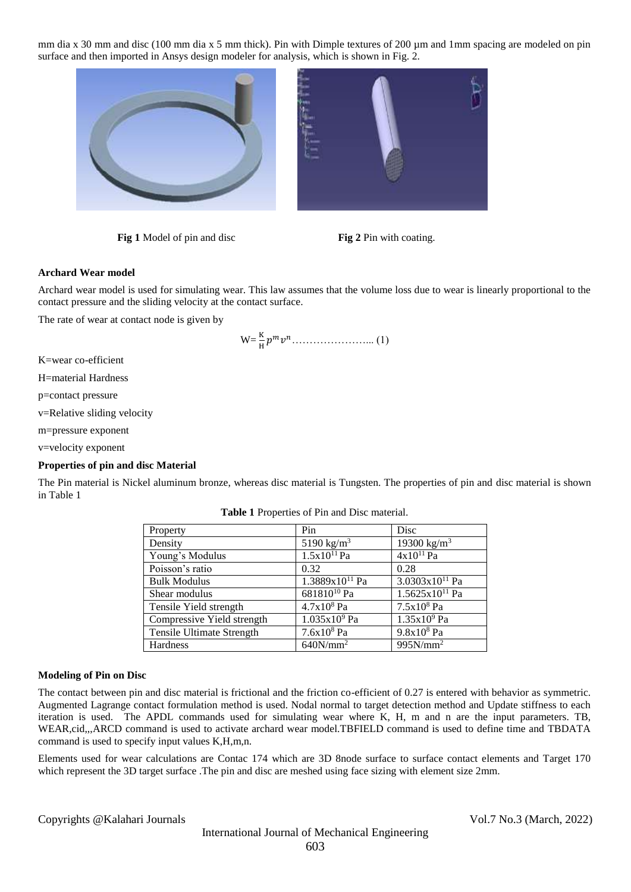mm dia x 30 mm and disc (100 mm dia x 5 mm thick). Pin with Dimple textures of 200 µm and 1mm spacing are modeled on pin surface and then imported in Ansys design modeler for analysis, which is shown in Fig. 2.

**Fig 1** Model of pin and disc

**Fig 2** Pin with coating.

### Archard Wear model

Archard wear model is used for simulating wear. This law assumes that the volume loss due to wear is linearly proportional to the contact pressure and the sliding velocity at the contact surface.

The rate of wear at contact node is given by

$$W = \frac{K}{H} p^m v^n \ldots\ldots\ldots\ldots\ldots\ldots\ldots\ldots (1)$$

K=wear co-efficient

H=material Hardness

p=contact pressure

v=Relative sliding velocity

m=pressure exponent

v=velocity exponent

### Properties of pin and disc Material

The Pin material is Nickel aluminum bronze, whereas disc material is Tungsten. The properties of pin and disc material is shown in Table 1

**Table 1** Properties of Pin and Disc material.

| Property | Pin | Disc |
|---|---|---|
| Density | 5190 kg/m$^3$ | 19300 kg/m$^3$ |
| Young's Modulus | $1.5 \times 10^{11}$ Pa | $4 \times 10^{11}$ Pa |
| Poisson's ratio | 0.32 | 0.28 |
| Bulk Modulus | $1.3889 \times 10^{11}$ Pa | $3.0303 \times 10^{11}$ Pa |
| Shear modulus | $681810^{10}$ Pa | $1.5625 \times 10^{11}$ Pa |
| Tensile Yield strength | $4.7 \times 10^{8}$ Pa | $7.5 \times 10^{8}$ Pa |
| Compressive Yield strength | $1.035 \times 10^{9}$ Pa | $1.35 \times 10^{9}$ Pa |
| Tensile Ultimate Strength | $7.6 \times 10^{8}$ Pa | $9.8 \times 10^{8}$ Pa |
| Hardness | 640N/mm$^2$ | 995N/mm$^2$ |

### Modeling of Pin on Disc

The contact between pin and disc material is frictional and the friction co-efficient of 0.27 is entered with behavior as symmetric. Augmented Lagrange contact formulation method is used. Nodal normal to target detection method and Update stiffness to each iteration is used. The APDL commands used for simulating wear where K, H, m and n are the input parameters. TB, WEAR,cid,,,ARCD command is used to activate archard wear model.TBFIELD command is used to define time and TBDATA command is used to specify input values K,H,m,n.

Elements used for wear calculations are Contac 174 which are 3D 8node surface to surface contact elements and Target 170 which represent the 3D target surface .The pin and disc are meshed using face sizing with element size 2mm.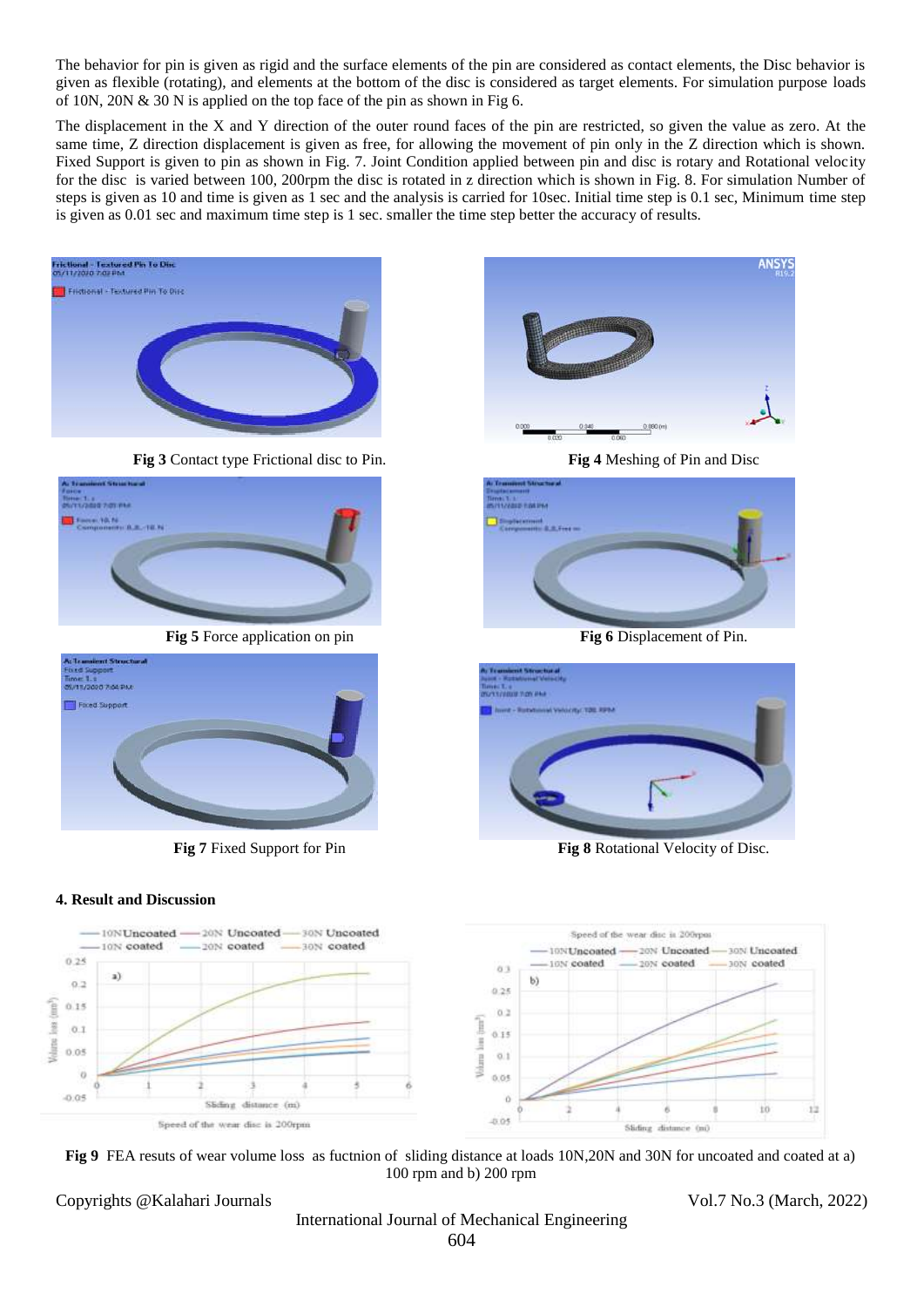The behavior for pin is given as rigid and the surface elements of the pin are considered as contact elements, the Disc behavior is given as flexible (rotating), and elements at the bottom of the disc is considered as target elements. For simulation purpose loads of 10N, 20N & 30 N is applied on the top face of the pin as shown in Fig 6.

The displacement in the X and Y direction of the outer round faces of the pin are restricted, so given the value as zero. At the same time, Z direction displacement is given as free, for allowing the movement of pin only in the Z direction which is shown. Fixed Support is given to pin as shown in Fig. 7. Joint Condition applied between pin and disc is rotary and Rotational velocity for the disc is varied between 100, 200rpm the disc is rotated in z direction which is shown in Fig. 8. For simulation Number of steps is given as 10 and time is given as 1 sec and the analysis is carried for 10sec. Initial time step is 0.1 sec, Minimum time step is given as 0.01 sec and maximum time step is 1 sec. smaller the time step better the accuracy of results.

**Fig 3** Contact type Frictional disc to Pin.

**Fig 4** Meshing of Pin and Disc

**Fig 5** Force application on pin

**Fig 6** Displacement of Pin.

**Fig 7** Fixed Support for Pin

**Fig 8** Rotational Velocity of Disc.

## 4. Result and Discussion

**Fig 9** FEA resuts of wear volume loss as fuctnion of sliding distance at loads 10N,20N and 30N for uncoated and coated at a) 100 rpm and b) 200 rpm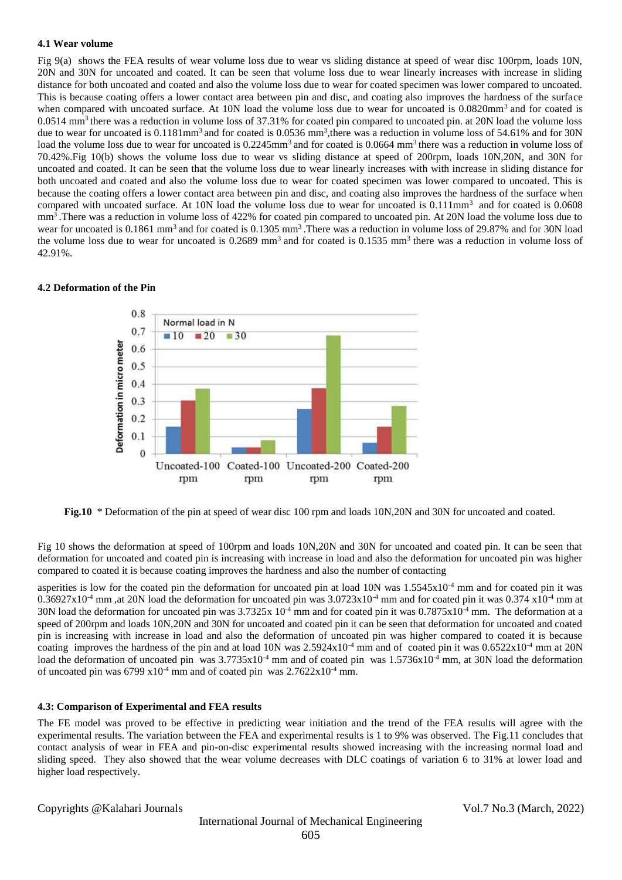### 4.1 Wear volume

Fig 9(a) shows the FEA results of wear volume loss due to wear vs sliding distance at speed of wear disc 100rpm, loads 10N, 20N and 30N for uncoated and coated. It can be seen that volume loss due to wear linearly increases with increase in sliding distance for both uncoated and coated and also the volume loss due to wear for coated specimen was lower compared to uncoated. This is because coating offers a lower contact area between pin and disc, and coating also improves the hardness of the surface when compared with uncoated surface. At 10N load the volume loss due to wear for uncoated is 0.0820mm$^3$ and for coated is 0.0514 mm$^3$ there was a reduction in volume loss of 37.31% for coated pin compared to uncoated pin. at 20N load the volume loss due to wear for uncoated is 0.1181mm$^3$ and for coated is 0.0536 mm$^3$,there was a reduction in volume loss of 54.61% and for 30N load the volume loss due to wear for uncoated is 0.2245mm$^3$ and for coated is 0.0664 mm$^3$ there was a reduction in volume loss of 70.42%.Fig 10(b) shows the volume loss due to wear vs sliding distance at speed of 200rpm, loads 10N,20N, and 30N for uncoated and coated. It can be seen that the volume loss due to wear linearly increases with with increase in sliding distance for both uncoated and coated and also the volume loss due to wear for coated specimen was lower compared to uncoated. This is because the coating offers a lower contact area between pin and disc, and coating also improves the hardness of the surface when compared with uncoated surface. At 10N load the volume loss due to wear for uncoated is 0.111mm$^3$ and for coated is 0.0608 mm$^3$ .There was a reduction in volume loss of 422% for coated pin compared to uncoated pin. At 20N load the volume loss due to wear for uncoated is 0.1861 mm$^3$ and for coated is 0.1305 mm$^3$ .There was a reduction in volume loss of 29.87% and for 30N load the volume loss due to wear for uncoated is 0.2689 mm$^3$ and for coated is 0.1535 mm$^3$ there was a reduction in volume loss of 42.91%.

### 4.2 Deformation of the Pin

**Fig.10** * Deformation of the pin at speed of wear disc 100 rpm and loads 10N,20N and 30N for uncoated and coated.

Fig 10 shows the deformation at speed of 100rpm and loads 10N,20N and 30N for uncoated and coated pin. It can be seen that deformation for uncoated and coated pin is increasing with increase in load and also the deformation for uncoated pin was higher compared to coated it is because coating improves the hardness and also the number of contacting asperities is low for the coated pin the deformation for uncoated pin at load 10N was 1.5545x10$^{-4}$ mm and for coated pin it was 0.36927x10$^{-4}$ mm ,at 20N load the deformation for uncoated pin was 3.0723x10$^{-4}$ mm and for coated pin it was 0.374 x10$^{-4}$ mm at 30N load the deformation for uncoated pin was 3.7325x 10$^{-4}$ mm and for coated pin it was 0.7875x10$^{-4}$ mm. The deformation at a speed of 200rpm and loads 10N,20N and 30N for uncoated and coated pin it can be seen that deformation for uncoated and coated pin is increasing with increase in load and also the deformation of uncoated pin was higher compared to coated it is because coating improves the hardness of the pin and at load 10N was 2.5924x10$^{-4}$ mm and of coated pin it was 0.6522x10$^{-4}$ mm at 20N load the deformation of uncoated pin was 3.7735x10$^{-4}$ mm and of coated pin was 1.5736x10$^{-4}$ mm, at 30N load the deformation of uncoated pin was 6799 x10$^{-4}$ mm and of coated pin was 2.7622x10$^{-4}$ mm.

### 4.3: Comparison of Experimental and FEA results

The FE model was proved to be effective in predicting wear initiation and the trend of the FEA results will agree with the experimental results. The variation between the FEA and experimental results is 1 to 9% was observed. The Fig.11 concludes that contact analysis of wear in FEA and pin-on-disc experimental results showed increasing with the increasing normal load and sliding speed. They also showed that the wear volume decreases with DLC coatings of variation 6 to 31% at lower load and higher load respectively.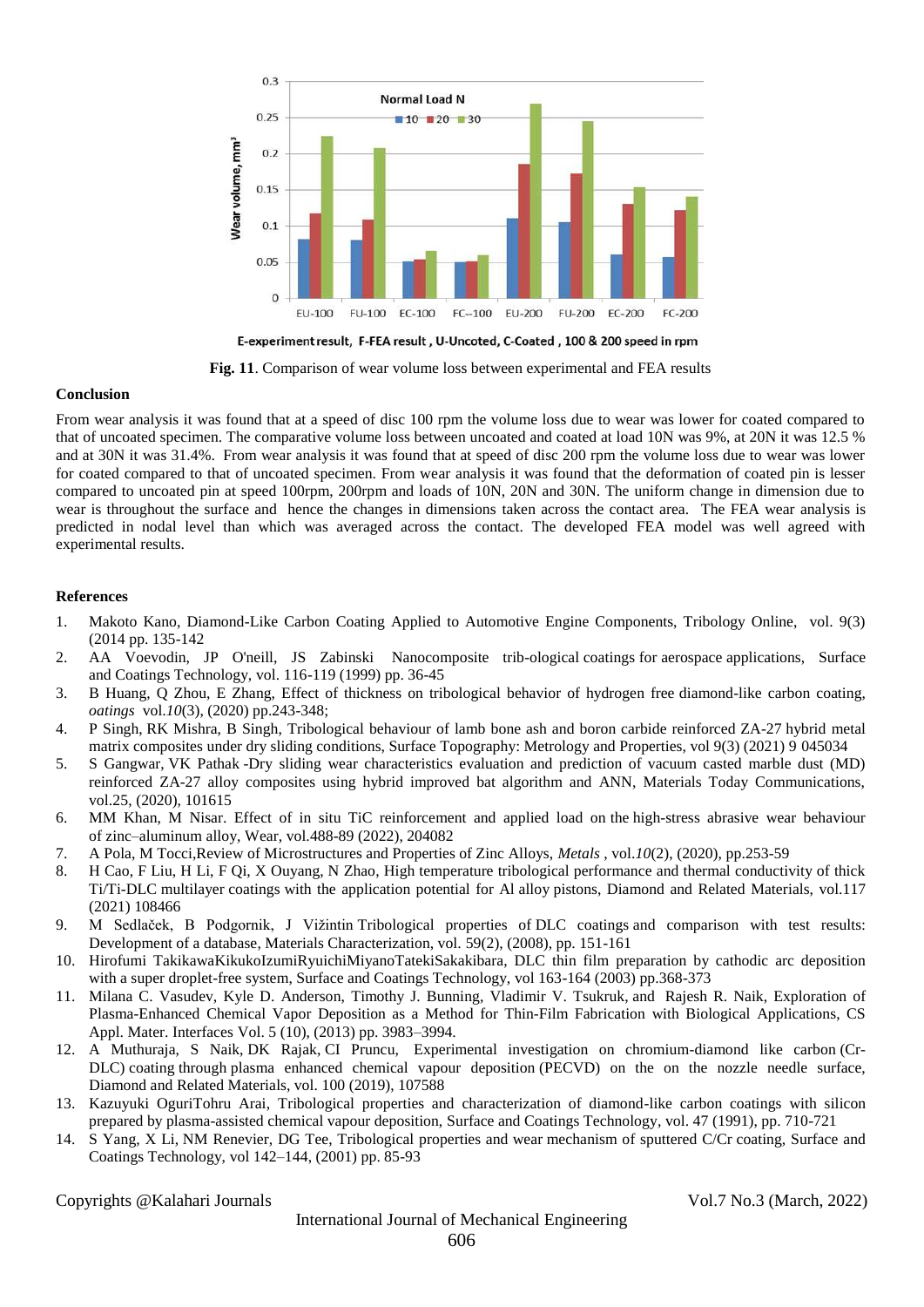Fig. 11. Comparison of wear volume loss between experimental and FEA results

### Conclusion

From wear analysis it was found that at a speed of disc 100 rpm the volume loss due to wear was lower for coated compared to that of uncoated specimen. The comparative volume loss between uncoated and coated at load 10N was 9%, at 20N it was 12.5 % and at 30N it was 31.4%. From wear analysis it was found that at speed of disc 200 rpm the volume loss due to wear was lower for coated compared to that of uncoated specimen. From wear analysis it was found that the deformation of coated pin is lesser compared to uncoated pin at speed 100rpm, 200rpm and loads of 10N, 20N and 30N. The uniform change in dimension due to wear is throughout the surface and hence the changes in dimensions taken across the contact area. The FEA wear analysis is predicted in nodal level than which was averaged across the contact. The developed FEA model was well agreed with experimental results.

### References

1. Makoto Kano, Diamond-Like Carbon Coating Applied to Automotive Engine Components, Tribology Online, vol. 9(3) (2014 pp. 135-142
2. AA Voevodin, JP O'neill, JS Zabinski Nanocomposite trib-ological coatings for aerospace applications, Surface and Coatings Technology, vol. 116-119 (1999) pp. 36-45
3. B Huang, Q Zhou, E Zhang, Effect of thickness on tribological behavior of hydrogen free diamond-like carbon coating, *oatings* vol.*10*(3), (2020) pp.243-348;
4. P Singh, RK Mishra, B Singh, Tribological behaviour of lamb bone ash and boron carbide reinforced ZA-27 hybrid metal matrix composites under dry sliding conditions, Surface Topography: Metrology and Properties, vol 9(3) (2021) 9 045034
5. S Gangwar, VK Pathak -Dry sliding wear characteristics evaluation and prediction of vacuum casted marble dust (MD) reinforced ZA-27 alloy composites using hybrid improved bat algorithm and ANN, Materials Today Communications, vol.25, (2020), 101615
6. MM Khan, M Nisar. Effect of in situ TiC reinforcement and applied load on the high-stress abrasive wear behaviour of zinc–aluminum alloy, Wear, vol.488-89 (2022), 204082
7. A Pola, M Tocci,Review of Microstructures and Properties of Zinc Alloys, *Metals* , vol.*10*(2), (2020), pp.253-59
8. H Cao, F Liu, H Li, F Qi, X Ouyang, N Zhao, High temperature tribological performance and thermal conductivity of thick Ti/Ti-DLC multilayer coatings with the application potential for Al alloy pistons, Diamond and Related Materials, vol.117 (2021) 108466
9. M Sedlaček, B Podgornik, J Vižintin Tribological properties of DLC coatings and comparison with test results: Development of a database, Materials Characterization, vol. 59(2), (2008), pp. 151-161
10. Hirofumi TakikawaKikukoIzumiRyuichiMiyanoTatekiSakakibara, DLC thin film preparation by cathodic arc deposition with a super droplet-free system, Surface and Coatings Technology, vol 163-164 (2003) pp.368-373
11. Milana C. Vasudev, Kyle D. Anderson, Timothy J. Bunning, Vladimir V. Tsukruk, and Rajesh R. Naik, Exploration of Plasma-Enhanced Chemical Vapor Deposition as a Method for Thin-Film Fabrication with Biological Applications, CS Appl. Mater. Interfaces Vol. 5 (10), (2013) pp. 3983–3994.
12. A Muthuraja, S Naik, DK Rajak, CI Pruncu, Experimental investigation on chromium-diamond like carbon (Cr-DLC) coating through plasma enhanced chemical vapour deposition (PECVD) on the on the nozzle needle surface, Diamond and Related Materials, vol. 100 (2019), 107588
13. Kazuyuki OguriTohru Arai, Tribological properties and characterization of diamond-like carbon coatings with silicon prepared by plasma-assisted chemical vapour deposition, Surface and Coatings Technology, vol. 47 (1991), pp. 710-721
14. S Yang, X Li, NM Renevier, DG Tee, Tribological properties and wear mechanism of sputtered C/Cr coating, Surface and Coatings Technology, vol 142–144, (2001) pp. 85-93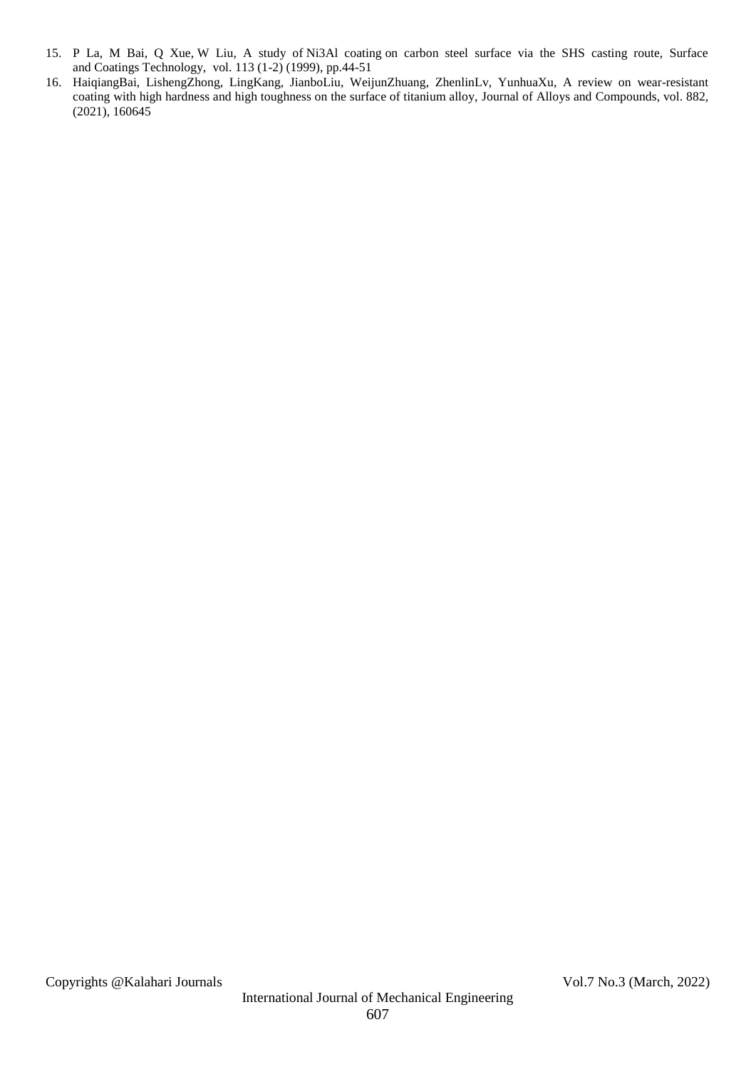15. P La, M Bai, Q Xue, W Liu, A study of Ni3Al coating on carbon steel surface via the SHS casting route, Surface and Coatings Technology, vol. 113 (1-2) (1999), pp.44-51
16. HaiqiangBai, LishengZhong, LingKang, JianboLiu, WeijunZhuang, ZhenlinLv, YunhuaXu, A review on wear-resistant coating with high hardness and high toughness on the surface of titanium alloy, Journal of Alloys and Compounds, vol. 882, (2021), 160645